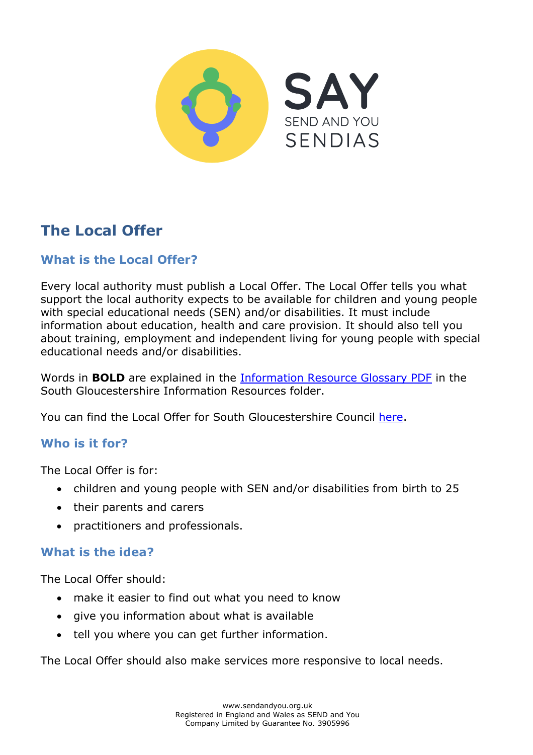# The Local Offer

## What is the Local Offer?

Every local authority must publish a Local Offer. The Local Offer tells you what support the local authority expects to be available for children and young people with special educational needs (SEN) and/or disabilities. It must include information about education, health and care provision. It should also tell you about training, employment and independent living for young people with special educational needs and/or disabilities.

Words in **BOLD** are explained in the Information Resource Glossary PDF in the South Gloucestershire Information Resources folder.

You can find the Local Offer for South Gloucestershire Council here.

## Who is it for?

The Local Offer is for:

- children and young people with SEN and/or disabilities from birth to 25
- their parents and carers
- practitioners and professionals.

## What is the idea?

The Local Offer should:

- make it easier to find out what you need to know
- give you information about what is available
- tell you where you can get further information.

The Local Offer should also make services more responsive to local needs.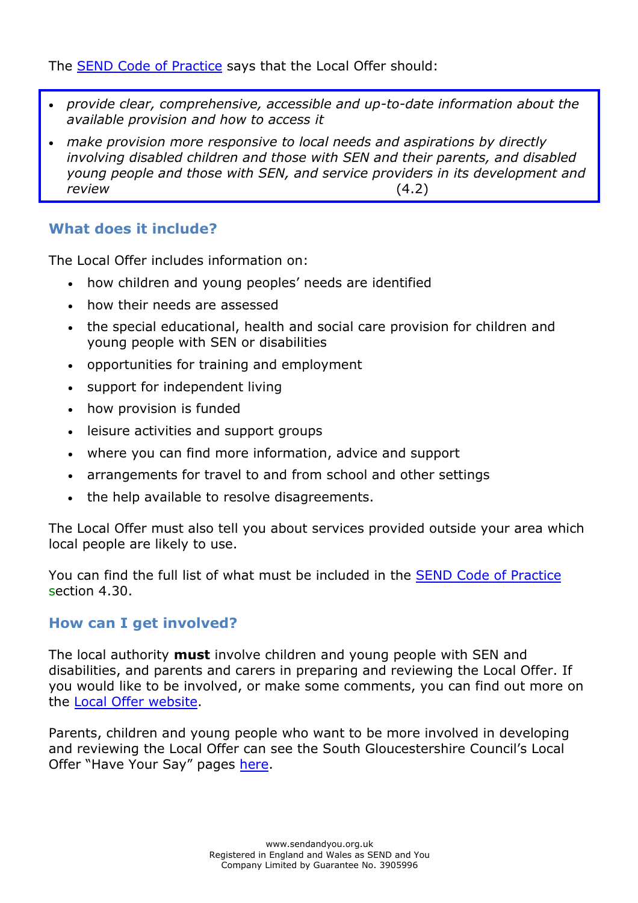The [SEND Code of Practice]() says that the Local Offer should:

> - *provide clear, comprehensive, accessible and up-to-date information about the available provision and how to access it*
> - *make provision more responsive to local needs and aspirations by directly involving disabled children and those with SEN and their parents, and disabled young people and those with SEN, and service providers in its development and review* (4.2)

## What does it include?

The Local Offer includes information on:

- how children and young peoples' needs are identified
- how their needs are assessed
- the special educational, health and social care provision for children and young people with SEN or disabilities
- opportunities for training and employment
- support for independent living
- how provision is funded
- leisure activities and support groups
- where you can find more information, advice and support
- arrangements for travel to and from school and other settings
- the help available to resolve disagreements.

The Local Offer must also tell you about services provided outside your area which local people are likely to use.

You can find the full list of what must be included in the [SEND Code of Practice]() section 4.30.

## How can I get involved?

The local authority **must** involve children and young people with SEN and disabilities, and parents and carers in preparing and reviewing the Local Offer. If you would like to be involved, or make some comments, you can find out more on the [Local Offer website]().

Parents, children and young people who want to be more involved in developing and reviewing the Local Offer can see the South Gloucestershire Council's Local Offer "Have Your Say" pages [here]().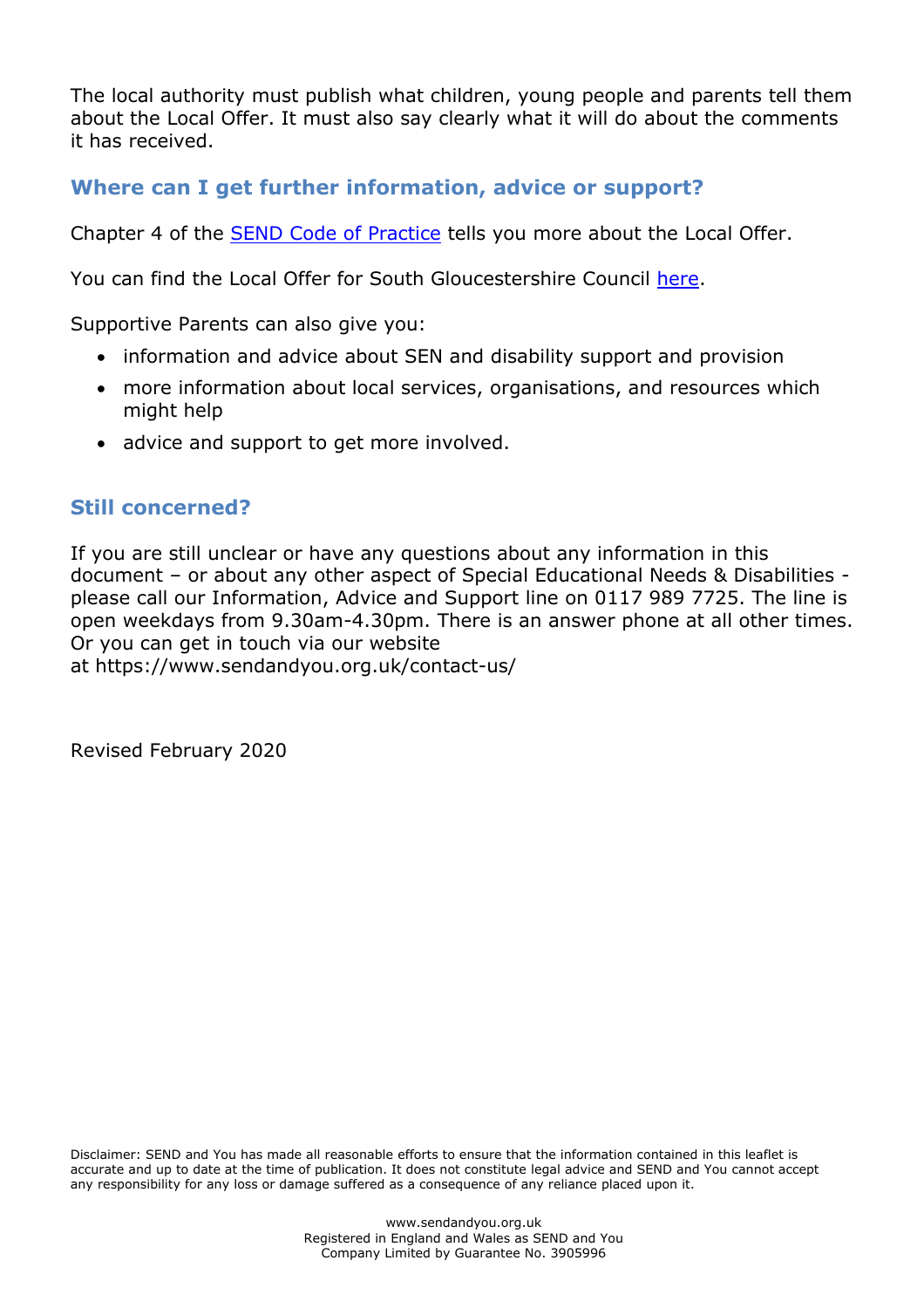The local authority must publish what children, young people and parents tell them about the Local Offer. It must also say clearly what it will do about the comments it has received.

## Where can I get further information, advice or support?

Chapter 4 of the SEND Code of Practice tells you more about the Local Offer.

You can find the Local Offer for South Gloucestershire Council here.

Supportive Parents can also give you:

- information and advice about SEN and disability support and provision
- more information about local services, organisations, and resources which might help
- advice and support to get more involved.

## Still concerned?

If you are still unclear or have any questions about any information in this document – or about any other aspect of Special Educational Needs & Disabilities - please call our Information, Advice and Support line on 0117 989 7725. The line is open weekdays from 9.30am-4.30pm. There is an answer phone at all other times. Or you can get in touch via our website at https://www.sendandyou.org.uk/contact-us/

Revised February 2020

Disclaimer: SEND and You has made all reasonable efforts to ensure that the information contained in this leaflet is accurate and up to date at the time of publication. It does not constitute legal advice and SEND and You cannot accept any responsibility for any loss or damage suffered as a consequence of any reliance placed upon it.

www.sendandyou.org.uk
Registered in England and Wales as SEND and You
Company Limited by Guarantee No. 3905996